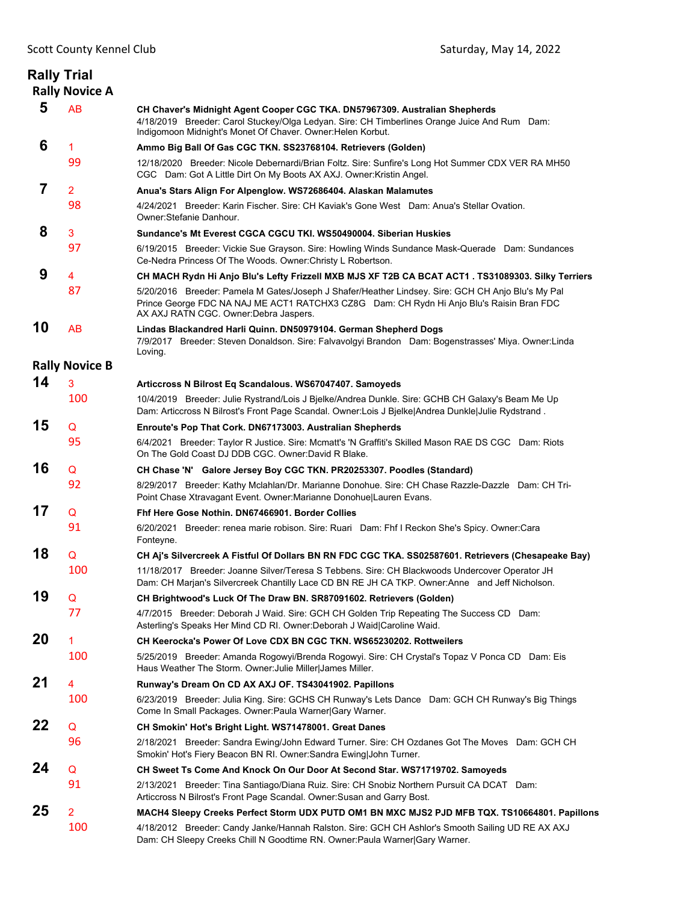Scott County Kennel Club — Saturday, May 14, 2022

# Rally Trial

## Rally Novice A

**5** AB **CH Chaver's Midnight Agent Cooper CGC TKA. DN57967309. Australian Shepherds**
4/18/2019 Breeder: Carol Stuckey/Olga Ledyan. Sire: CH Timberlines Orange Juice And Rum Dam: Indigomoon Midnight's Monet Of Chaver. Owner:Helen Korbut.

**6** 1 99 **Ammo Big Ball Of Gas CGC TKN. SS23768104. Retrievers (Golden)**
12/18/2020 Breeder: Nicole Debernardi/Brian Foltz. Sire: Sunfire's Long Hot Summer CDX VER RA MH50 CGC Dam: Got A Little Dirt On My Boots AX AXJ. Owner:Kristin Angel.

**7** 2 98 **Anua's Stars Align For Alpenglow. WS72686404. Alaskan Malamutes**
4/24/2021 Breeder: Karin Fischer. Sire: CH Kaviak's Gone West Dam: Anua's Stellar Ovation. Owner:Stefanie Danhour.

**8** 3 97 **Sundance's Mt Everest CGCA CGCU TKI. WS50490004. Siberian Huskies**
6/19/2015 Breeder: Vickie Sue Grayson. Sire: Howling Winds Sundance Mask-Querade Dam: Sundances Ce-Nedra Princess Of The Woods. Owner:Christy L Robertson.

**9** 4 87 **CH MACH Rydn Hi Anjo Blu's Lefty Frizzell MXB MJS XF T2B CA BCAT ACT1 . TS31089303. Silky Terriers**
5/20/2016 Breeder: Pamela M Gates/Joseph J Shafer/Heather Lindsey. Sire: GCH CH Anjo Blu's My Pal Prince George FDC NA NAJ ME ACT1 RATCHX3 CZ8G Dam: CH Rydn Hi Anjo Blu's Raisin Bran FDC AX AXJ RATN CGC. Owner:Debra Jaspers.

**10** AB **Lindas Blackandred Harli Quinn. DN50979104. German Shepherd Dogs**
7/9/2017 Breeder: Steven Donaldson. Sire: Falvavolgyi Brandon Dam: Bogenstrasses' Miya. Owner:Linda Loving.

## Rally Novice B

**14** 3 100 **Articcross N Bilrost Eq Scandalous. WS67047407. Samoyeds**
10/4/2019 Breeder: Julie Rystrand/Lois J Bjelke/Andrea Dunkle. Sire: GCHB CH Galaxy's Beam Me Up Dam: Articcross N Bilrost's Front Page Scandal. Owner:Lois J Bjelke|Andrea Dunkle|Julie Rydstrand .

**15** Q 95 **Enroute's Pop That Cork. DN67173003. Australian Shepherds**
6/4/2021 Breeder: Taylor R Justice. Sire: Mcmatt's 'N Graffiti's Skilled Mason RAE DS CGC Dam: Riots On The Gold Coast DJ DDB CGC. Owner:David R Blake.

**16** Q 92 **CH Chase 'N' Galore Jersey Boy CGC TKN. PR20253307. Poodles (Standard)**
8/29/2017 Breeder: Kathy Mclahlan/Dr. Marianne Donohue. Sire: CH Chase Razzle-Dazzle Dam: CH Tri-Point Chase Xtravagant Event. Owner:Marianne Donohue|Lauren Evans.

**17** Q 91 **Fhf Here Gose Nothin. DN67466901. Border Collies**
6/20/2021 Breeder: renea marie robison. Sire: Ruari Dam: Fhf I Reckon She's Spicy. Owner:Cara Fonteyne.

**18** Q 100 **CH Aj's Silvercreek A Fistful Of Dollars BN RN FDC CGC TKA. SS02587601. Retrievers (Chesapeake Bay)**
11/18/2017 Breeder: Joanne Silver/Teresa S Tebbens. Sire: CH Blackwoods Undercover Operator JH Dam: CH Marjan's Silvercreek Chantilly Lace CD BN RE JH CA TKP. Owner:Anne and Jeff Nicholson.

**19** Q 77 **CH Brightwood's Luck Of The Draw BN. SR87091602. Retrievers (Golden)**
4/7/2015 Breeder: Deborah J Waid. Sire: GCH CH Golden Trip Repeating The Success CD Dam: Asterling's Speaks Her Mind CD RI. Owner:Deborah J Waid|Caroline Waid.

**20** 1 100 **CH Keerocka's Power Of Love CDX BN CGC TKN. WS65230202. Rottweilers**
5/25/2019 Breeder: Amanda Rogowyi/Brenda Rogowyi. Sire: CH Crystal's Topaz V Ponca CD Dam: Eis Haus Weather The Storm. Owner:Julie Miller|James Miller.

**21** 4 100 **Runway's Dream On CD AX AXJ OF. TS43041902. Papillons**
6/23/2019 Breeder: Julia King. Sire: GCHS CH Runway's Lets Dance Dam: GCH CH Runway's Big Things Come In Small Packages. Owner:Paula Warner|Gary Warner.

**22** Q 96 **CH Smokin' Hot's Bright Light. WS71478001. Great Danes**
2/18/2021 Breeder: Sandra Ewing/John Edward Turner. Sire: CH Ozdanes Got The Moves Dam: GCH CH Smokin' Hot's Fiery Beacon BN RI. Owner:Sandra Ewing|John Turner.

**24** Q 91 **CH Sweet Ts Come And Knock On Our Door At Second Star. WS71719702. Samoyeds**
2/13/2021 Breeder: Tina Santiago/Diana Ruiz. Sire: CH Snobiz Northern Pursuit CA DCAT Dam: Articcross N Bilrost's Front Page Scandal. Owner:Susan and Garry Bost.

**25** 2 100 **MACH4 Sleepy Creeks Perfect Storm UDX PUTD OM1 BN MXC MJS2 PJD MFB TQX. TS10664801. Papillons**
4/18/2012 Breeder: Candy Janke/Hannah Ralston. Sire: GCH CH Ashlor's Smooth Sailing UD RE AX AXJ Dam: CH Sleepy Creeks Chill N Goodtime RN. Owner:Paula Warner|Gary Warner.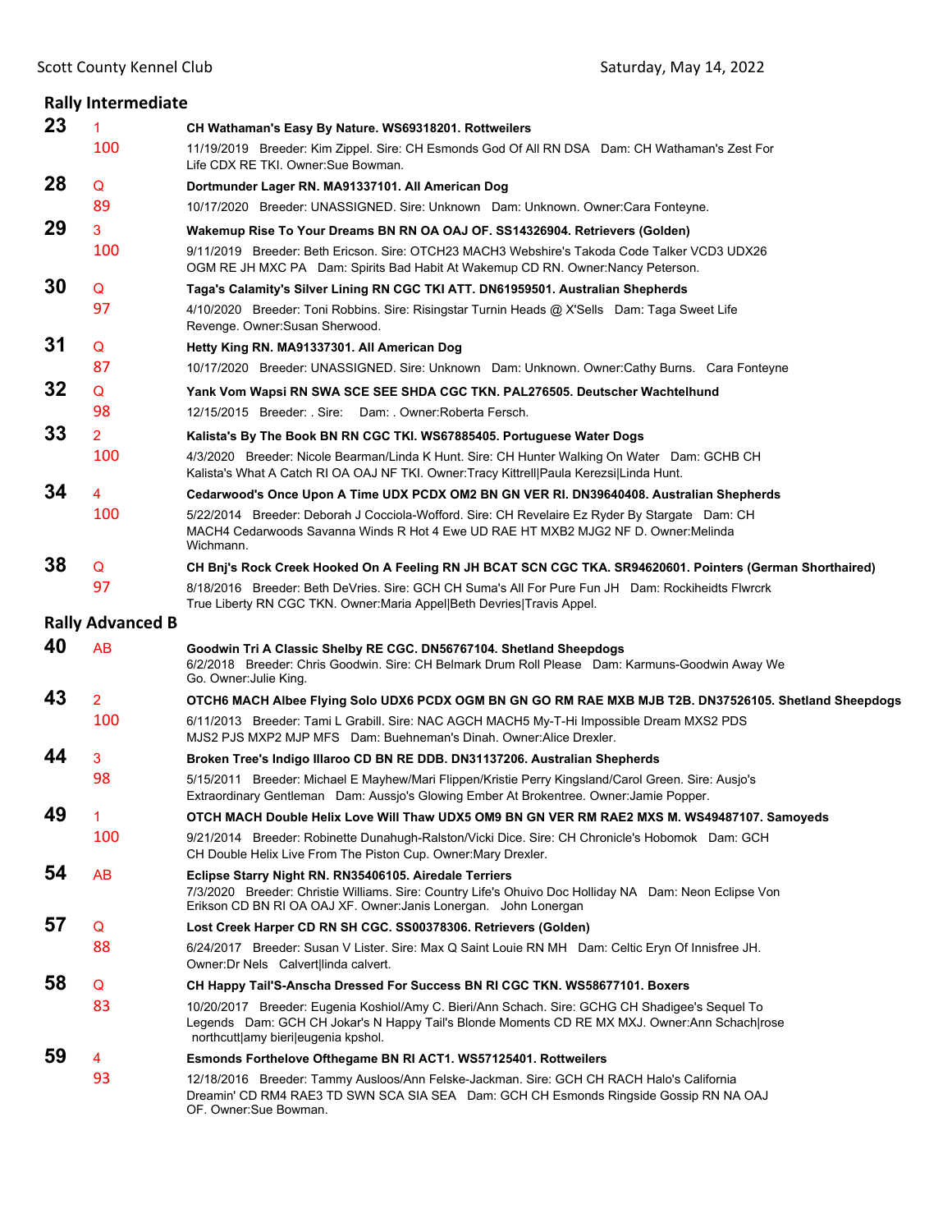## Rally Intermediate

**23** 1 **CH Wathaman's Easy By Nature. WS69318201. Rottweilers**
100 11/19/2019 Breeder: Kim Zippel. Sire: CH Esmonds God Of All RN DSA Dam: CH Wathaman's Zest For Life CDX RE TKI. Owner:Sue Bowman.

**28** Q **Dortmunder Lager RN. MA91337101. All American Dog**
89 10/17/2020 Breeder: UNASSIGNED. Sire: Unknown Dam: Unknown. Owner:Cara Fonteyne.

**29** 3 **Wakemup Rise To Your Dreams BN RN OA OAJ OF. SS14326904. Retrievers (Golden)**
100 9/11/2019 Breeder: Beth Ericson. Sire: OTCH23 MACH3 Webshire's Takoda Code Talker VCD3 UDX26 OGM RE JH MXC PA Dam: Spirits Bad Habit At Wakemup CD RN. Owner:Nancy Peterson.

**30** Q **Taga's Calamity's Silver Lining RN CGC TKI ATT. DN61959501. Australian Shepherds**
97 4/10/2020 Breeder: Toni Robbins. Sire: Risingstar Turnin Heads @ X'Sells Dam: Taga Sweet Life Revenge. Owner:Susan Sherwood.

**31** Q **Hetty King RN. MA91337301. All American Dog**
87 10/17/2020 Breeder: UNASSIGNED. Sire: Unknown Dam: Unknown. Owner:Cathy Burns. Cara Fonteyne

**32** Q **Yank Vom Wapsi RN SWA SCE SEE SHDA CGC TKN. PAL276505. Deutscher Wachtelhund**
98 12/15/2015 Breeder: . Sire: Dam: . Owner:Roberta Fersch.

**33** 2 **Kalista's By The Book BN RN CGC TKI. WS67885405. Portuguese Water Dogs**
100 4/3/2020 Breeder: Nicole Bearman/Linda K Hunt. Sire: CH Hunter Walking On Water Dam: GCHB CH Kalista's What A Catch RI OA OAJ NF TKI. Owner:Tracy Kittrell|Paula Kerezsi|Linda Hunt.

**34** 4 **Cedarwood's Once Upon A Time UDX PCDX OM2 BN GN VER RI. DN39640408. Australian Shepherds**
100 5/22/2014 Breeder: Deborah J Cocciola-Wofford. Sire: CH Revelaire Ez Ryder By Stargate Dam: CH MACH4 Cedarwoods Savanna Winds R Hot 4 Ewe UD RAE HT MXB2 MJG2 NF D. Owner:Melinda Wichmann.

**38** Q **CH Bnj's Rock Creek Hooked On A Feeling RN JH BCAT SCN CGC TKA. SR94620601. Pointers (German Shorthaired)**
97 8/18/2016 Breeder: Beth DeVries. Sire: GCH CH Suma's All For Pure Fun JH Dam: Rockiheidts Flwrcrk True Liberty RN CGC TKN. Owner:Maria Appel|Beth Devries|Travis Appel.

## Rally Advanced B

**40** AB **Goodwin Tri A Classic Shelby RE CGC. DN56767104. Shetland Sheepdogs**
6/2/2018 Breeder: Chris Goodwin. Sire: CH Belmark Drum Roll Please Dam: Karmuns-Goodwin Away We Go. Owner:Julie King.

**43** 2 **OTCH6 MACH Albee Flying Solo UDX6 PCDX OGM BN GN GO RM RAE MXB MJB T2B. DN37526105. Shetland Sheepdogs**
100 6/11/2013 Breeder: Tami L Grabill. Sire: NAC AGCH MACH5 My-T-Hi Impossible Dream MXS2 PDS MJS2 PJS MXP2 MJP MFS Dam: Buehneman's Dinah. Owner:Alice Drexler.

**44** 3 **Broken Tree's Indigo Illaroo CD BN RE DDB. DN31137206. Australian Shepherds**
98 5/15/2011 Breeder: Michael E Mayhew/Mari Flippen/Kristie Perry Kingsland/Carol Green. Sire: Ausjo's Extraordinary Gentleman Dam: Aussjo's Glowing Ember At Brokentree. Owner:Jamie Popper.

**49** 1 **OTCH MACH Double Helix Love Will Thaw UDX5 OM9 BN GN VER RM RAE2 MXS M. WS49487107. Samoyeds**
100 9/21/2014 Breeder: Robinette Dunahugh-Ralston/Vicki Dice. Sire: CH Chronicle's Hobomok Dam: GCH CH Double Helix Live From The Piston Cup. Owner:Mary Drexler.

**54** AB **Eclipse Starry Night RN. RN35406105. Airedale Terriers**
7/3/2020 Breeder: Christie Williams. Sire: Country Life's Ohuivo Doc Holliday NA Dam: Neon Eclipse Von Erikson CD BN RI OA OAJ XF. Owner:Janis Lonergan. John Lonergan

**57** Q **Lost Creek Harper CD RN SH CGC. SS00378306. Retrievers (Golden)**
88 6/24/2017 Breeder: Susan V Lister. Sire: Max Q Saint Louie RN MH Dam: Celtic Eryn Of Innisfree JH. Owner:Dr Nels Calvert|linda calvert.

**58** Q **CH Happy Tail'S-Anscha Dressed For Success BN RI CGC TKN. WS58677101. Boxers**
83 10/20/2017 Breeder: Eugenia Koshiol/Amy C. Bieri/Ann Schach. Sire: GCHG CH Shadigee's Sequel To Legends Dam: GCH CH Jokar's N Happy Tail's Blonde Moments CD RE MX MXJ. Owner:Ann Schach|rose northcutt|amy bieri|eugenia kpshol.

**59** 4 **Esmonds Forthelove Ofthegame BN RI ACT1. WS57125401. Rottweilers**
93 12/18/2016 Breeder: Tammy Ausloos/Ann Felske-Jackman. Sire: GCH CH RACH Halo's California Dreamin' CD RM4 RAE3 TD SWN SCA SIA SEA Dam: GCH CH Esmonds Ringside Gossip RN NA OAJ OF. Owner:Sue Bowman.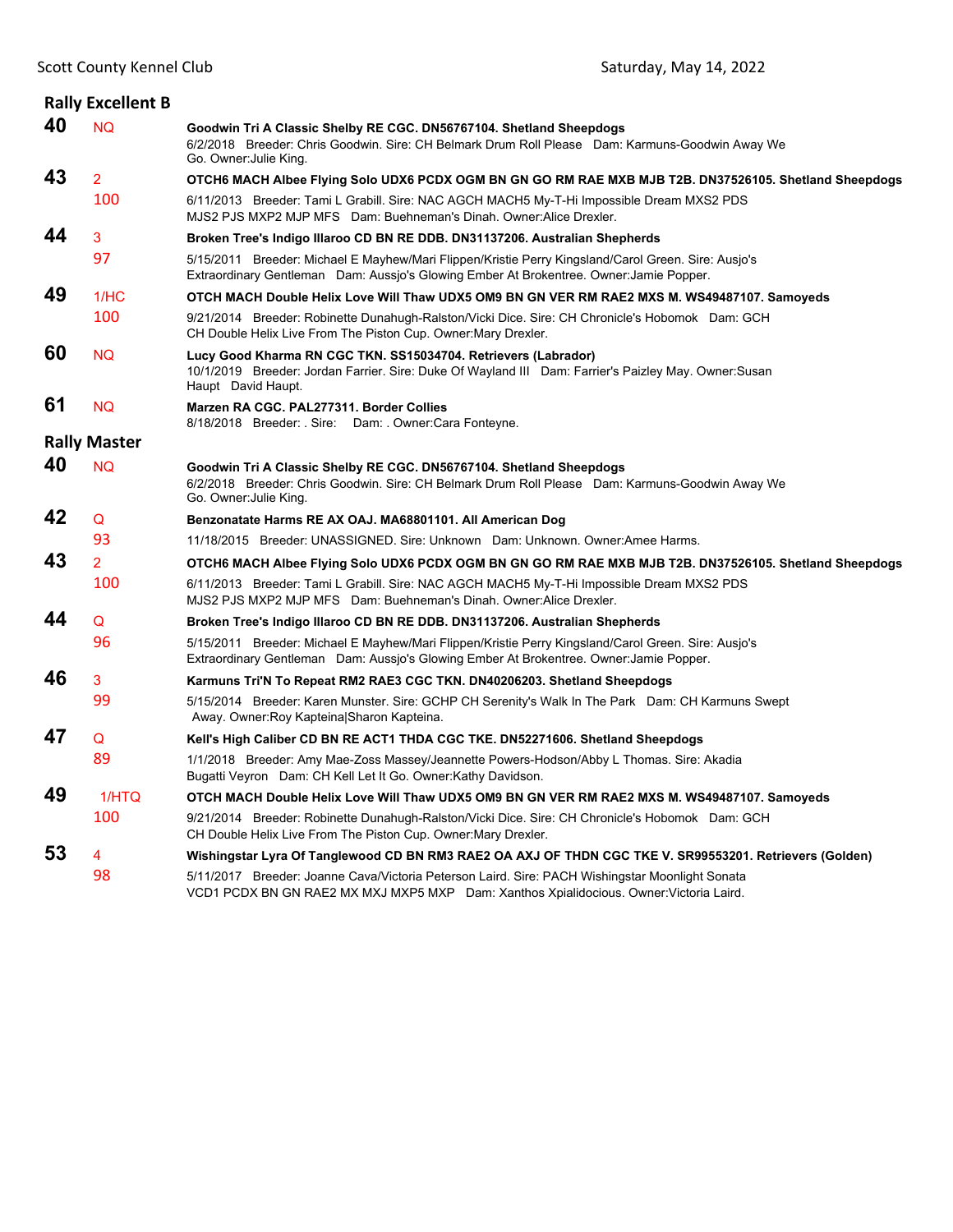## Rally Excellent B

**40** NQ **Goodwin Tri A Classic Shelby RE CGC. DN56767104. Shetland Sheepdogs**
6/2/2018 Breeder: Chris Goodwin. Sire: CH Belmark Drum Roll Please Dam: Karmuns-Goodwin Away We Go. Owner:Julie King.

**43** 2 100 **OTCH6 MACH Albee Flying Solo UDX6 PCDX OGM BN GN GO RM RAE MXB MJB T2B. DN37526105. Shetland Sheepdogs**
6/11/2013 Breeder: Tami L Grabill. Sire: NAC AGCH MACH5 My-T-Hi Impossible Dream MXS2 PDS MJS2 PJS MXP2 MJP MFS Dam: Buehneman's Dinah. Owner:Alice Drexler.

**44** 3 97 **Broken Tree's Indigo Illaroo CD BN RE DDB. DN31137206. Australian Shepherds**
5/15/2011 Breeder: Michael E Mayhew/Mari Flippen/Kristie Perry Kingsland/Carol Green. Sire: Ausjo's Extraordinary Gentleman Dam: Aussjo's Glowing Ember At Brokentree. Owner:Jamie Popper.

**49** 1/HC 100 **OTCH MACH Double Helix Love Will Thaw UDX5 OM9 BN GN VER RM RAE2 MXS M. WS49487107. Samoyeds**
9/21/2014 Breeder: Robinette Dunahugh-Ralston/Vicki Dice. Sire: CH Chronicle's Hobomok Dam: GCH CH Double Helix Live From The Piston Cup. Owner:Mary Drexler.

**60** NQ **Lucy Good Kharma RN CGC TKN. SS15034704. Retrievers (Labrador)**
10/1/2019 Breeder: Jordan Farrier. Sire: Duke Of Wayland III Dam: Farrier's Paizley May. Owner:Susan Haupt David Haupt.

**61** NQ **Marzen RA CGC. PAL277311. Border Collies**
8/18/2018 Breeder: . Sire: Dam: . Owner:Cara Fonteyne.

## Rally Master

**40** NQ **Goodwin Tri A Classic Shelby RE CGC. DN56767104. Shetland Sheepdogs**
6/2/2018 Breeder: Chris Goodwin. Sire: CH Belmark Drum Roll Please Dam: Karmuns-Goodwin Away We Go. Owner:Julie King.

**42** Q 93 **Benzonatate Harms RE AX OAJ. MA68801101. All American Dog**
11/18/2015 Breeder: UNASSIGNED. Sire: Unknown Dam: Unknown. Owner:Amee Harms.

**43** 2 100 **OTCH6 MACH Albee Flying Solo UDX6 PCDX OGM BN GN GO RM RAE MXB MJB T2B. DN37526105. Shetland Sheepdogs**
6/11/2013 Breeder: Tami L Grabill. Sire: NAC AGCH MACH5 My-T-Hi Impossible Dream MXS2 PDS MJS2 PJS MXP2 MJP MFS Dam: Buehneman's Dinah. Owner:Alice Drexler.

**44** Q 96 **Broken Tree's Indigo Illaroo CD BN RE DDB. DN31137206. Australian Shepherds**
5/15/2011 Breeder: Michael E Mayhew/Mari Flippen/Kristie Perry Kingsland/Carol Green. Sire: Ausjo's Extraordinary Gentleman Dam: Aussjo's Glowing Ember At Brokentree. Owner:Jamie Popper.

**46** 3 99 **Karmuns Tri'N To Repeat RM2 RAE3 CGC TKN. DN40206203. Shetland Sheepdogs**
5/15/2014 Breeder: Karen Munster. Sire: GCHP CH Serenity's Walk In The Park Dam: CH Karmuns Swept Away. Owner:Roy Kapteina|Sharon Kapteina.

**47** Q 89 **Kell's High Caliber CD BN RE ACT1 THDA CGC TKE. DN52271606. Shetland Sheepdogs**
1/1/2018 Breeder: Amy Mae-Zoss Massey/Jeannette Powers-Hodson/Abby L Thomas. Sire: Akadia Bugatti Veyron Dam: CH Kell Let It Go. Owner:Kathy Davidson.

**49** 1/HTQ 100 **OTCH MACH Double Helix Love Will Thaw UDX5 OM9 BN GN VER RM RAE2 MXS M. WS49487107. Samoyeds**
9/21/2014 Breeder: Robinette Dunahugh-Ralston/Vicki Dice. Sire: CH Chronicle's Hobomok Dam: GCH CH Double Helix Live From The Piston Cup. Owner:Mary Drexler.

**53** 4 98 **Wishingstar Lyra Of Tanglewood CD BN RM3 RAE2 OA AXJ OF THDN CGC TKE V. SR99553201. Retrievers (Golden)**
5/11/2017 Breeder: Joanne Cava/Victoria Peterson Laird. Sire: PACH Wishingstar Moonlight Sonata VCD1 PCDX BN GN RAE2 MX MXJ MXP5 MXP Dam: Xanthos Xpialidocious. Owner:Victoria Laird.